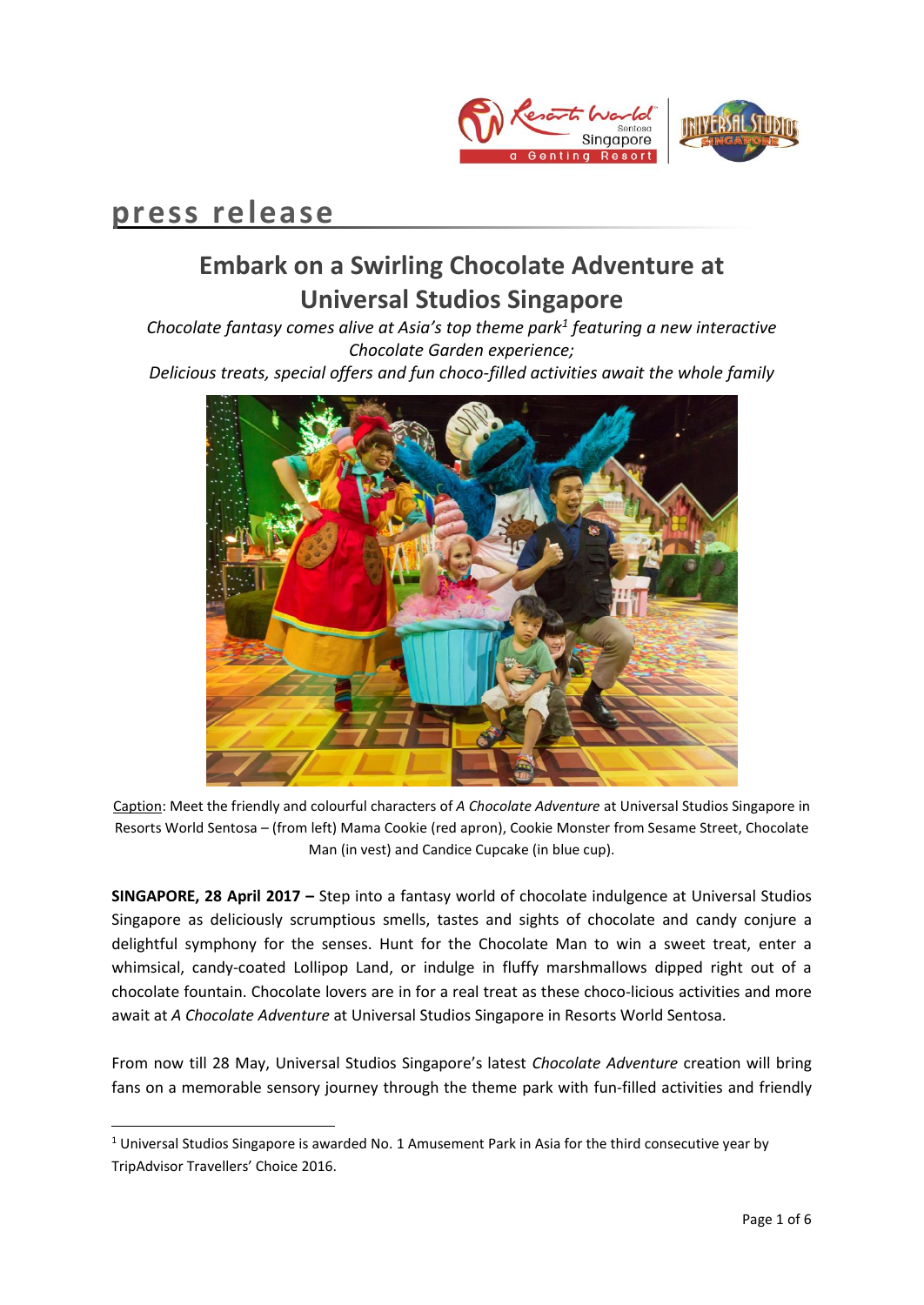press release

# Embark on a Swirling Chocolate Adventure at Universal Studios Singapore

*Chocolate fantasy comes alive at Asia's top theme park[1] featuring a new interactive Chocolate Garden experience;*
*Delicious treats, special offers and fun choco-filled activities await the whole family*

Caption: Meet the friendly and colourful characters of *A Chocolate Adventure* at Universal Studios Singapore in Resorts World Sentosa – (from left) Mama Cookie (red apron), Cookie Monster from Sesame Street, Chocolate Man (in vest) and Candice Cupcake (in blue cup).

**SINGAPORE, 28 April 2017 –** Step into a fantasy world of chocolate indulgence at Universal Studios Singapore as deliciously scrumptious smells, tastes and sights of chocolate and candy conjure a delightful symphony for the senses. Hunt for the Chocolate Man to win a sweet treat, enter a whimsical, candy-coated Lollipop Land, or indulge in fluffy marshmallows dipped right out of a chocolate fountain. Chocolate lovers are in for a real treat as these choco-licious activities and more await at *A Chocolate Adventure* at Universal Studios Singapore in Resorts World Sentosa.

From now till 28 May, Universal Studios Singapore's latest *Chocolate Adventure* creation will bring fans on a memorable sensory journey through the theme park with fun-filled activities and friendly

[1] Universal Studios Singapore is awarded No. 1 Amusement Park in Asia for the third consecutive year by TripAdvisor Travellers' Choice 2016.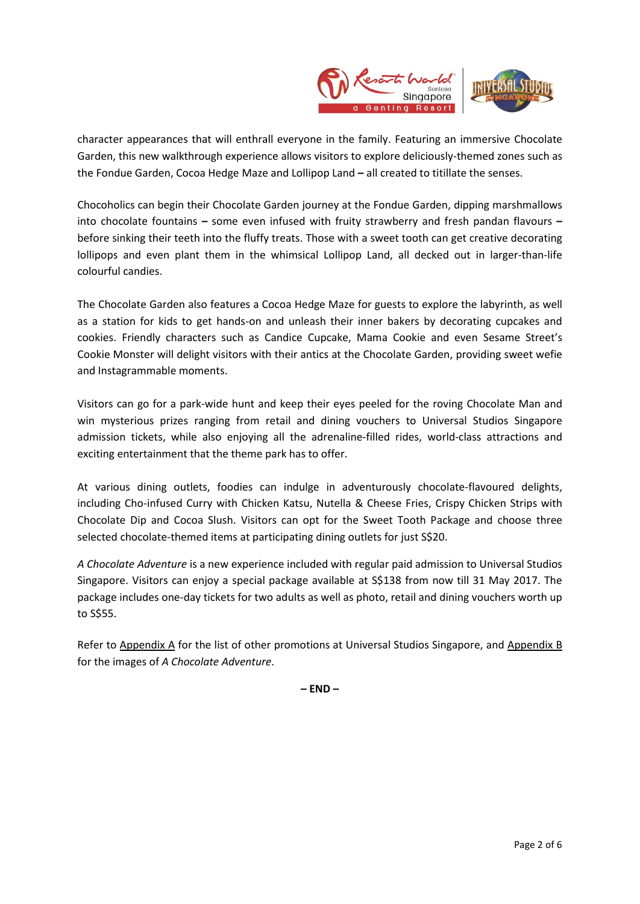character appearances that will enthrall everyone in the family. Featuring an immersive Chocolate Garden, this new walkthrough experience allows visitors to explore deliciously-themed zones such as the Fondue Garden, Cocoa Hedge Maze and Lollipop Land **–** all created to titillate the senses.

Chocoholics can begin their Chocolate Garden journey at the Fondue Garden, dipping marshmallows into chocolate fountains **–** some even infused with fruity strawberry and fresh pandan flavours **–** before sinking their teeth into the fluffy treats. Those with a sweet tooth can get creative decorating lollipops and even plant them in the whimsical Lollipop Land, all decked out in larger-than-life colourful candies.

The Chocolate Garden also features a Cocoa Hedge Maze for guests to explore the labyrinth, as well as a station for kids to get hands-on and unleash their inner bakers by decorating cupcakes and cookies. Friendly characters such as Candice Cupcake, Mama Cookie and even Sesame Street's Cookie Monster will delight visitors with their antics at the Chocolate Garden, providing sweet wefie and Instagrammable moments.

Visitors can go for a park-wide hunt and keep their eyes peeled for the roving Chocolate Man and win mysterious prizes ranging from retail and dining vouchers to Universal Studios Singapore admission tickets, while also enjoying all the adrenaline-filled rides, world-class attractions and exciting entertainment that the theme park has to offer.

At various dining outlets, foodies can indulge in adventurously chocolate-flavoured delights, including Cho-infused Curry with Chicken Katsu, Nutella & Cheese Fries, Crispy Chicken Strips with Chocolate Dip and Cocoa Slush. Visitors can opt for the Sweet Tooth Package and choose three selected chocolate-themed items at participating dining outlets for just S$20.

*A Chocolate Adventure* is a new experience included with regular paid admission to Universal Studios Singapore. Visitors can enjoy a special package available at S$138 from now till 31 May 2017. The package includes one-day tickets for two adults as well as photo, retail and dining vouchers worth up to S$55.

Refer to Appendix A for the list of other promotions at Universal Studios Singapore, and Appendix B for the images of *A Chocolate Adventure*.

**– END –**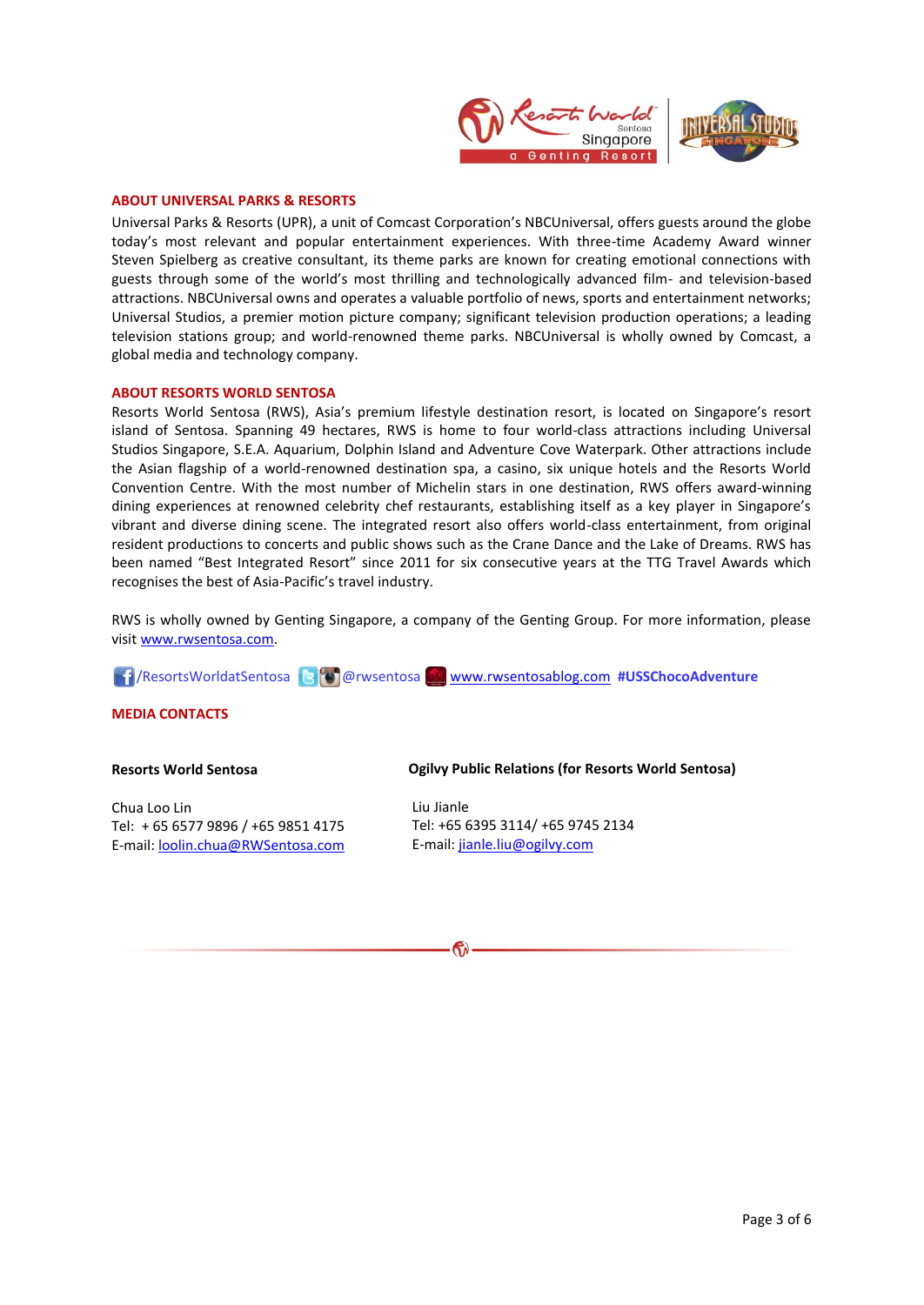## ABOUT UNIVERSAL PARKS & RESORTS

Universal Parks & Resorts (UPR), a unit of Comcast Corporation's NBCUniversal, offers guests around the globe today's most relevant and popular entertainment experiences. With three-time Academy Award winner Steven Spielberg as creative consultant, its theme parks are known for creating emotional connections with guests through some of the world's most thrilling and technologically advanced film- and television-based attractions. NBCUniversal owns and operates a valuable portfolio of news, sports and entertainment networks; Universal Studios, a premier motion picture company; significant television production operations; a leading television stations group; and world-renowned theme parks. NBCUniversal is wholly owned by Comcast, a global media and technology company.

## ABOUT RESORTS WORLD SENTOSA

Resorts World Sentosa (RWS), Asia's premium lifestyle destination resort, is located on Singapore's resort island of Sentosa. Spanning 49 hectares, RWS is home to four world-class attractions including Universal Studios Singapore, S.E.A. Aquarium, Dolphin Island and Adventure Cove Waterpark. Other attractions include the Asian flagship of a world-renowned destination spa, a casino, six unique hotels and the Resorts World Convention Centre. With the most number of Michelin stars in one destination, RWS offers award-winning dining experiences at renowned celebrity chef restaurants, establishing itself as a key player in Singapore's vibrant and diverse dining scene. The integrated resort also offers world-class entertainment, from original resident productions to concerts and public shows such as the Crane Dance and the Lake of Dreams. RWS has been named "Best Integrated Resort" since 2011 for six consecutive years at the TTG Travel Awards which recognises the best of Asia-Pacific's travel industry.

RWS is wholly owned by Genting Singapore, a company of the Genting Group. For more information, please visit www.rwsentosa.com.

/ResortsWorldatSentosa @rwsentosa www.rwsentosablog.com **#USSChocoAdventure**

## MEDIA CONTACTS

**Resorts World Sentosa**

Chua Loo Lin
Tel: + 65 6577 9896 / +65 9851 4175
E-mail: loolin.chua@RWSentosa.com

**Ogilvy Public Relations (for Resorts World Sentosa)**

Liu Jianle
Tel: +65 6395 3114/ +65 9745 2134
E-mail: jianle.liu@ogilvy.com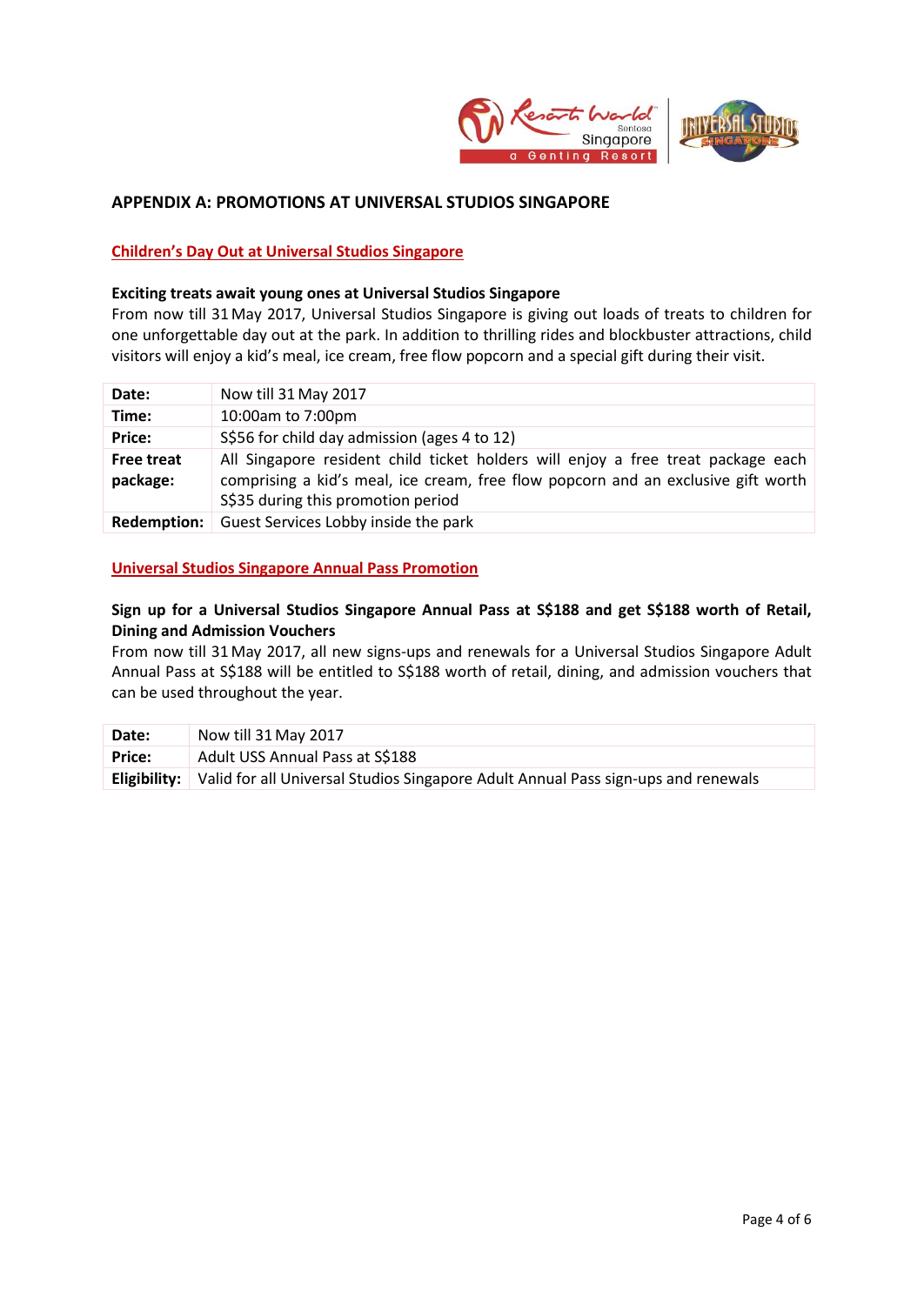## APPENDIX A: PROMOTIONS AT UNIVERSAL STUDIOS SINGAPORE

### Children's Day Out at Universal Studios Singapore

**Exciting treats await young ones at Universal Studios Singapore**

From now till 31 May 2017, Universal Studios Singapore is giving out loads of treats to children for one unforgettable day out at the park. In addition to thrilling rides and blockbuster attractions, child visitors will enjoy a kid's meal, ice cream, free flow popcorn and a special gift during their visit.

| | |
|---|---|
| **Date:** | Now till 31 May 2017 |
| **Time:** | 10:00am to 7:00pm |
| **Price:** | S$56 for child day admission (ages 4 to 12) |
| **Free treat package:** | All Singapore resident child ticket holders will enjoy a free treat package each comprising a kid's meal, ice cream, free flow popcorn and an exclusive gift worth S$35 during this promotion period |
| **Redemption:** | Guest Services Lobby inside the park |

### Universal Studios Singapore Annual Pass Promotion

**Sign up for a Universal Studios Singapore Annual Pass at S$188 and get S$188 worth of Retail, Dining and Admission Vouchers**

From now till 31 May 2017, all new signs-ups and renewals for a Universal Studios Singapore Adult Annual Pass at S$188 will be entitled to S$188 worth of retail, dining, and admission vouchers that can be used throughout the year.

| | |
|---|---|
| **Date:** | Now till 31 May 2017 |
| **Price:** | Adult USS Annual Pass at S$188 |
| **Eligibility:** | Valid for all Universal Studios Singapore Adult Annual Pass sign-ups and renewals |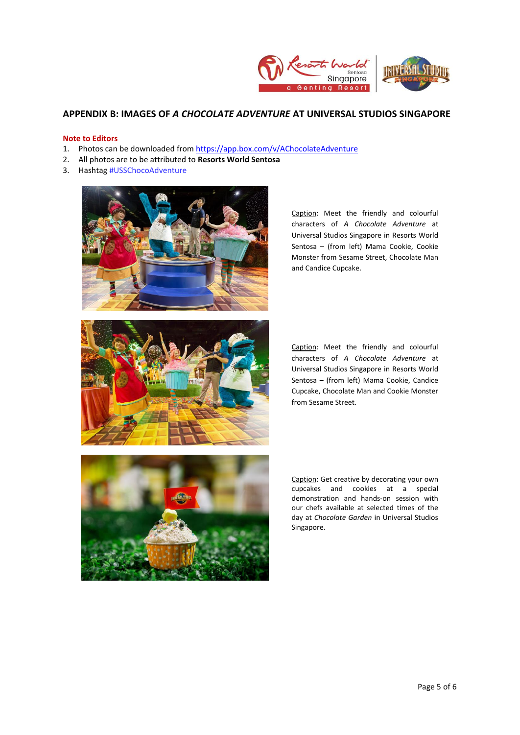## APPENDIX B: IMAGES OF *A CHOCOLATE ADVENTURE* AT UNIVERSAL STUDIOS SINGAPORE

**Note to Editors**

1. Photos can be downloaded from https://app.box.com/v/AChocolateAdventure
2. All photos are to be attributed to **Resorts World Sentosa**
3. Hashtag #USSChocoAdventure

Caption: Meet the friendly and colourful characters of *A Chocolate Adventure* at Universal Studios Singapore in Resorts World Sentosa – (from left) Mama Cookie, Cookie Monster from Sesame Street, Chocolate Man and Candice Cupcake.

Caption: Meet the friendly and colourful characters of *A Chocolate Adventure* at Universal Studios Singapore in Resorts World Sentosa – (from left) Mama Cookie, Candice Cupcake, Chocolate Man and Cookie Monster from Sesame Street.

Caption: Get creative by decorating your own cupcakes and cookies at a special demonstration and hands-on session with our chefs available at selected times of the day at *Chocolate Garden* in Universal Studios Singapore.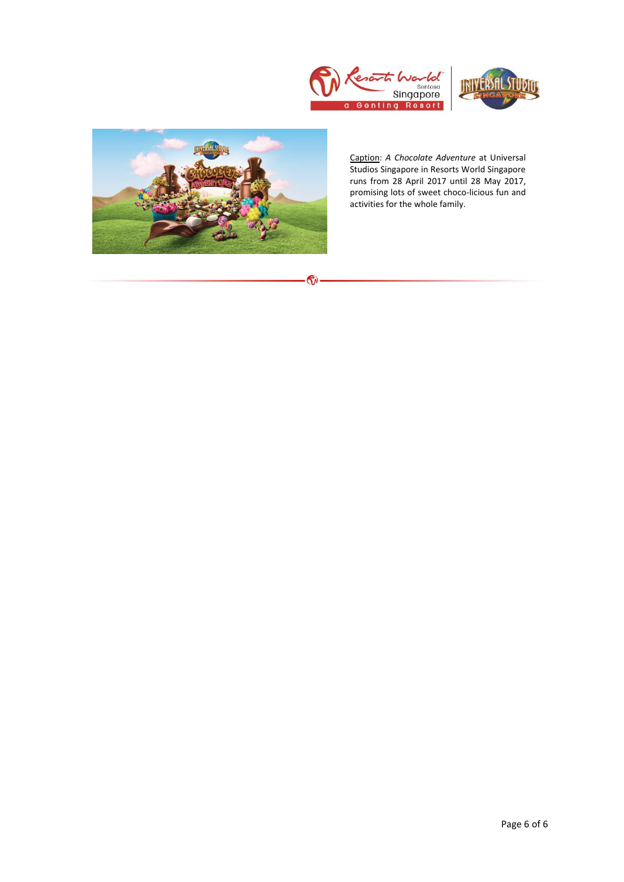Caption: *A Chocolate Adventure* at Universal Studios Singapore in Resorts World Singapore runs from 28 April 2017 until 28 May 2017, promising lots of sweet choco-licious fun and activities for the whole family.